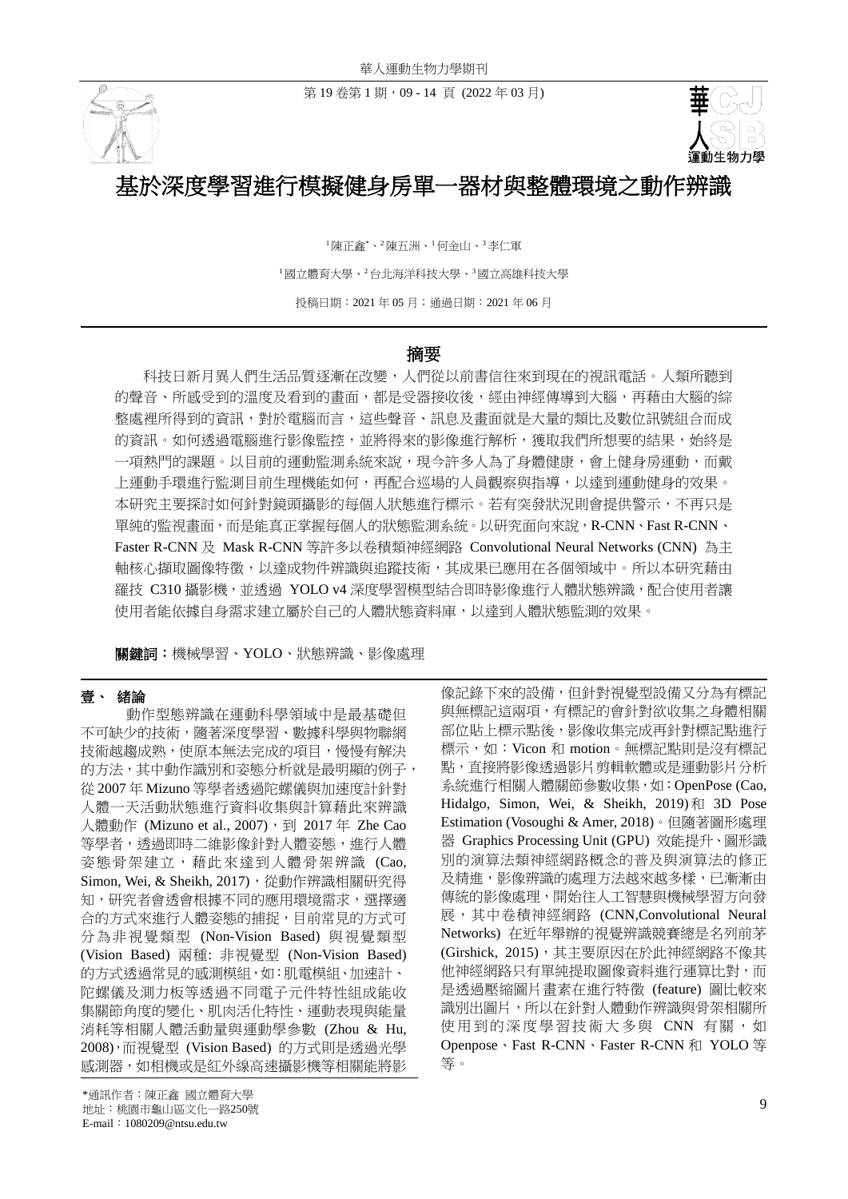# 基於深度學習進行模擬健身房單一器材與整體環境之動作辨識

[1]陳正鑫*、[2]陳五洲、[1]何金山、[3]李仁軍

[1]國立體育大學、[2]台北海洋科技大學、[3]國立高雄科技大學

投稿日期：2021 年 05 月；通過日期：2021 年 06 月

## 摘要

科技日新月異人們生活品質逐漸在改變，人們從以前書信往來到現在的視訊電話。人類所聽到的聲音、所感受到的溫度及看到的畫面，都是受器接收後，經由神經傳導到大腦，再藉由大腦的綜整處裡所得到的資訊，對於電腦而言，這些聲音、訊息及畫面就是大量的類比及數位訊號組合而成的資訊。如何透過電腦進行影像監控，並將得來的影像進行解析，獲取我們所想要的結果，始終是一項熱門的課題。以目前的運動監測系統來說，現今許多人為了身體健康，會上健身房運動，而戴上運動手環進行監測目前生理機能如何，再配合巡場的人員觀察與指導，以達到運動健身的效果。本研究主要探討如何針對鏡頭攝影的每個人狀態進行標示。若有突發狀況則會提供警示，不再只是單純的監視畫面，而是能真正掌握每個人的狀態監測系統。以研究面向來說，R-CNN、Fast R-CNN、Faster R-CNN 及 Mask R-CNN 等許多以卷積類神經網路 Convolutional Neural Networks (CNN) 為主軸核心擷取圖像特徵，以達成物件辨識與追蹤技術，其成果已應用在各個領域中。所以本研究藉由羅技 C310 攝影機，並透過 YOLO v4 深度學習模型結合即時影像進行人體狀態辨識，配合使用者讓使用者能依據自身需求建立屬於自己的人體狀態資料庫，以達到人體狀態監測的效果。

**關鍵詞：**機械學習、YOLO、狀態辨識、影像處理

## 壹、 緒論

動作型態辨識在運動科學領域中是最基礎但不可缺少的技術，隨著深度學習、數據科學與物聯網技術越趨成熟，使原本無法完成的項目，慢慢有解決的方法，其中動作識別和姿態分析就是最明顯的例子，從 2007 年 Mizuno 等學者透過陀螺儀與加速度計針對人體一天活動狀態進行資料收集與計算藉此來辨識人體動作 (Mizuno et al., 2007)，到 2017 年 Zhe Cao 等學者，透過即時二維影像針對人體姿態，進行人體姿態骨架建立，藉此來達到人體骨架辨識 (Cao, Simon, Wei, & Sheikh, 2017)，從動作辨識相關研究得知，研究者會透會根據不同的應用環境需求，選擇適合的方式來進行人體姿態的捕捉，目前常見的方式可分為非視覺類型 (Non-Vision Based) 與視覺類型 (Vision Based) 兩種: 非視覺型 (Non-Vision Based) 的方式透過常見的感測模組，如：肌電模組、加速計、陀螺儀及測力板等透過不同電子元件特性組成能收集關節角度的變化、肌肉活化特性、運動表現與能量消耗等相關人體活動量與運動學參數 (Zhou & Hu, 2008)，而視覺型 (Vision Based) 的方式則是透過光學感測器，如相機或是紅外線高速攝影機等相關能將影像記錄下來的設備，但針對視覺型設備又分為有標記與無標記這兩項，有標記的會針對欲收集之身體相關部位貼上標示點後，影像收集完成再針對標記點進行標示，如：Vicon 和 motion。無標記點則是沒有標記點，直接將影像透過影片剪輯軟體或是運動影片分析系統進行相關人體關節參數收集，如：OpenPose (Cao, Hidalgo, Simon, Wei, & Sheikh, 2019) 和 3D Pose Estimation (Vosoughi & Amer, 2018)。但隨著圖形處理器 Graphics Processing Unit (GPU) 效能提升、圖形識別的演算法類神經網路概念的普及與演算法的修正及精進，影像辨識的處理方法越來越多樣，已漸漸由傳統的影像處理，開始往人工智慧與機械學習方向發展，其中卷積神經網路 (CNN,Convolutional Neural Networks) 在近年舉辦的視覺辨識競賽總是名列前茅 (Girshick, 2015)，其主要原因在於此神經網路不像其他神經網路只有單純提取圖像資料進行運算比對，而是透過壓縮圖片畫素在進行特徵 (feature) 圖比較來識別出圖片，所以在針對人體動作辨識與骨架相關所使用到的深度學習技術大多與 CNN 有關，如 Openpose、Fast R-CNN、Faster R-CNN 和 YOLO 等等。

*通訊作者：陳正鑫 國立體育大學
地址：桃園市龜山區文化一路250號
E-mail：1080209@ntsu.edu.tw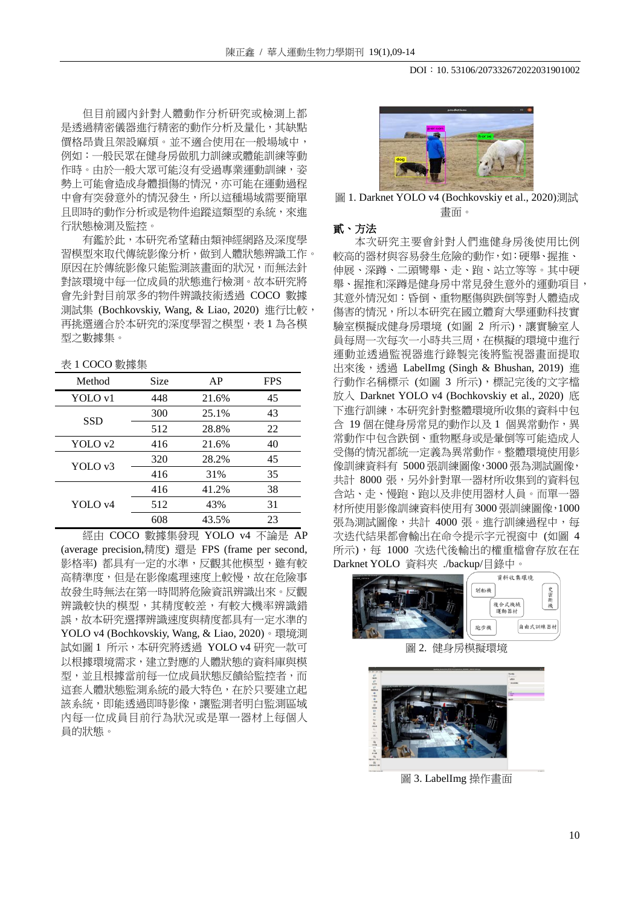但目前國內針對人體動作分析研究或檢測上都是透過精密儀器進行精密的動作分析及量化，其缺點價格昂貴且架設麻煩。並不適合使用在一般場域中，例如：一般民眾在健身房做肌力訓練或體能訓練等動作時。由於一般大眾可能沒有受過專業運動訓練，姿勢上可能會造成身體損傷的情況，亦可能在運動過程中會有突發意外的情況發生，所以這種場域需要簡單且即時的動作分析或是物件追蹤這類型的系統，來進行狀態檢測及監控。

有鑑於此，本研究希望藉由類神經網路及深度學習模型來取代傳統影像分析，做到人體狀態辨識工作。原因在於傳統影像只能監測該畫面的狀況，而無法針對該環境中每一位成員的狀態進行檢測。故本研究將會先針對目前眾多的物件辨識技術透過 COCO 數據測試集 (Bochkovskiy, Wang, & Liao, 2020) 進行比較，再挑選適合於本研究的深度學習之模型，表 1 為各模型之數據集。

表 1 COCO 數據集

| Method | Size | AP | FPS |
|---|---|---|---|
| YOLO v1 | 448 | 21.6% | 45 |
| SSD | 300 | 25.1% | 43 |
| | 512 | 28.8% | 22 |
| YOLO v2 | 416 | 21.6% | 40 |
| YOLO v3 | 320 | 28.2% | 45 |
| | 416 | 31% | 35 |
| YOLO v4 | 416 | 41.2% | 38 |
| | 512 | 43% | 31 |
| | 608 | 43.5% | 23 |

經由 COCO 數據集發現 YOLO v4 不論是 AP (average precision,精度) 還是 FPS (frame per second, 影格率) 都具有一定的水準，反觀其他模型，雖有較高精準度，但是在影像處理速度上較慢，故在危險事故發生時無法在第一時間將危險資訊辨識出來。反觀辨識較快的模型，其精度較差，有較大機率辨識錯誤，故本研究選擇辨識速度與精度都具有一定水準的 YOLO v4 (Bochkovskiy, Wang, & Liao, 2020)。環境測試如圖 1 所示，本研究將透過 YOLO v4 研究一款可以根據環境需求，建立對應的人體狀態的資料庫與模型，並且根據當前每一位成員狀態反饋給監控者，而這套人體狀態監測系統的最大特色，在於只要建立起該系統，即能透過即時影像，讓監測者明白監測區域內每一位成員目前行為狀況或是單一器材上每個人員的狀態。

圖 1. Darknet YOLO v4 (Bochkovskiy et al., 2020)測試畫面。

## 貳、方法

本次研究主要會針對人們進健身房後使用比例較高的器材與容易發生危險的動作，如：硬舉、握推、伸展、深蹲、二頭彎舉、走、跑、站立等等。其中硬舉、握推和深蹲是健身房中常見發生意外的運動項目，其意外情況如：昏倒、重物壓傷與跌倒等對人體造成傷害的情況，所以本研究在國立體育大學運動科技實驗室模擬成健身房環境 (如圖 2 所示)，讓實驗室人員每周一次每次一小時共三周，在模擬的環境中進行運動並透過監視器進行錄製完後將監視器畫面提取出來後，透過 LabelImg (Singh & Bhushan, 2019) 進行動作名稱標示 (如圖 3 所示)，標記完後的文字檔放入 Darknet YOLO v4 (Bochkovskiy et al., 2020) 底下進行訓練，本研究針對整體環境所收集的資料中包含 19 個在健身房常見的動作以及 1 個異常動作，異常動作中包含跌倒、重物壓身或是暈倒等可能造成人受傷的情況都統一定義為異常動作。整體環境使用影像訓練資料有 5000 張訓練圖像，3000 張為測試圖像，共計 8000 張，另外針對單一器材所收集到的資料包含站、走、慢跑、跑以及非使用器材人員。而單一器材所使用影像訓練資料使用有 3000 張訓練圖像，1000 張為測試圖像，共計 4000 張。進行訓練過程中，每次迭代結果都會輸出在命令提示字元視窗中 (如圖 4 所示)，每 1000 次迭代後輸出的權重檔會存放在在 Darknet YOLO 資料夾 ./backup/目錄中。

圖 2. 健身房模擬環境

圖 3. LabelImg 操作畫面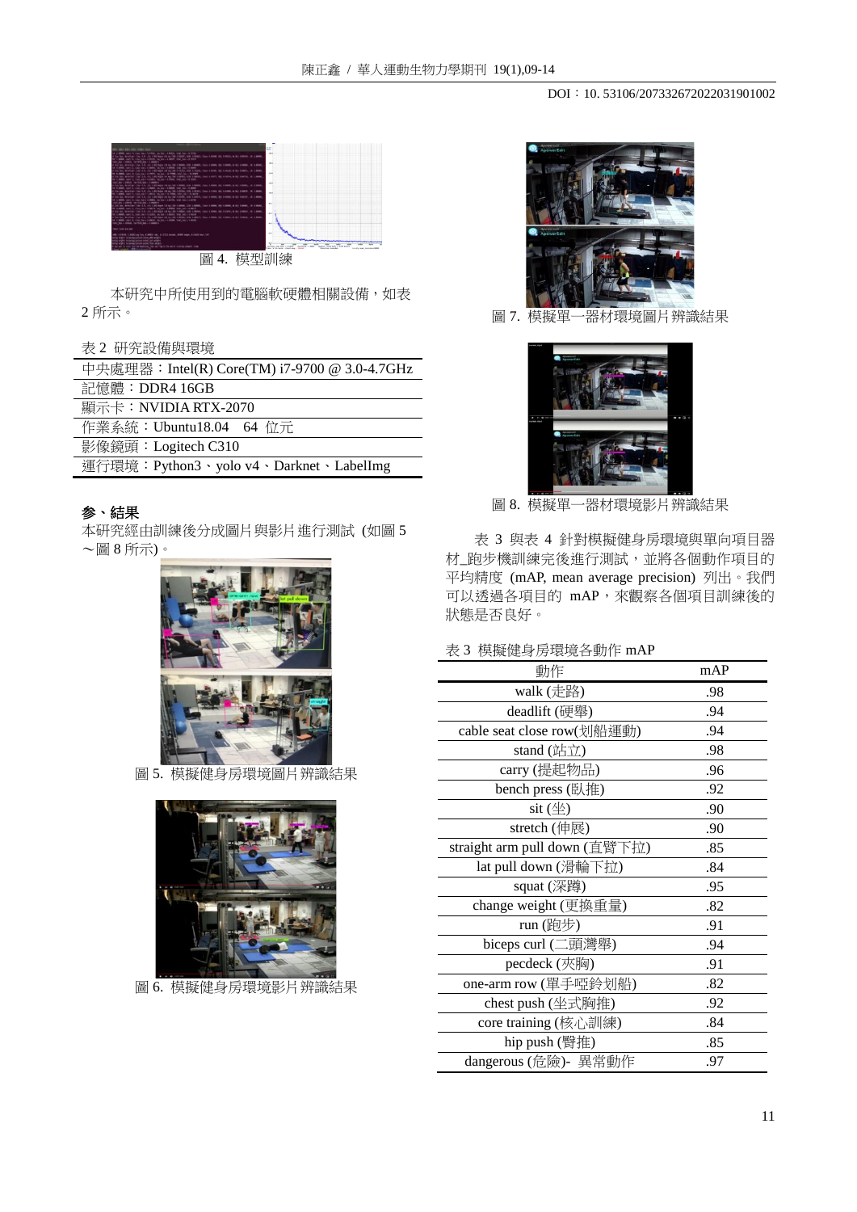圖 4. 模型訓練

本研究中所使用到的電腦軟硬體相關設備，如表 2 所示。

表 2 研究設備與環境

| 中央處理器：Intel(R) Core(TM) i7-9700 @ 3.0-4.7GHz |
|---|
| 記憶體：DDR4 16GB |
| 顯示卡：NVIDIA RTX-2070 |
| 作業系統：Ubuntu18.04　64 位元 |
| 影像鏡頭：Logitech C310 |
| 運行環境：Python3、yolo v4、Darknet、LabelImg |

## 參、結果

本研究經由訓練後分成圖片與影片進行測試 (如圖 5～圖 8 所示)。

圖 5. 模擬健身房環境圖片辨識結果

圖 6. 模擬健身房環境影片辨識結果

圖 7. 模擬單一器材環境圖片辨識結果

圖 8. 模擬單一器材環境影片辨識結果

表 3 與表 4 針對模擬健身房環境與單向項目器材_跑步機訓練完後進行測試，並將各個動作項目的平均精度 (mAP, mean average precision) 列出。我們可以透過各項目的 mAP，來觀察各個項目訓練後的狀態是否良好。

表 3 模擬健身房環境各動作 mAP

| 動作 | mAP |
|---|---|
| walk (走路) | .98 |
| deadlift (硬舉) | .94 |
| cable seat close row(划船運動) | .94 |
| stand (站立) | .98 |
| carry (提起物品) | .96 |
| bench press (臥推) | .92 |
| sit (坐) | .90 |
| stretch (伸展) | .90 |
| straight arm pull down (直臂下拉) | .85 |
| lat pull down (滑輪下拉) | .84 |
| squat (深蹲) | .95 |
| change weight (更換重量) | .82 |
| run (跑步) | .91 |
| biceps curl (二頭彎舉) | .94 |
| pecdeck (夾胸) | .91 |
| one-arm row (單手啞鈴划船) | .82 |
| chest push (坐式胸推) | .92 |
| core training (核心訓練) | .84 |
| hip push (臀推) | .85 |
| dangerous (危險)- 異常動作 | .97 |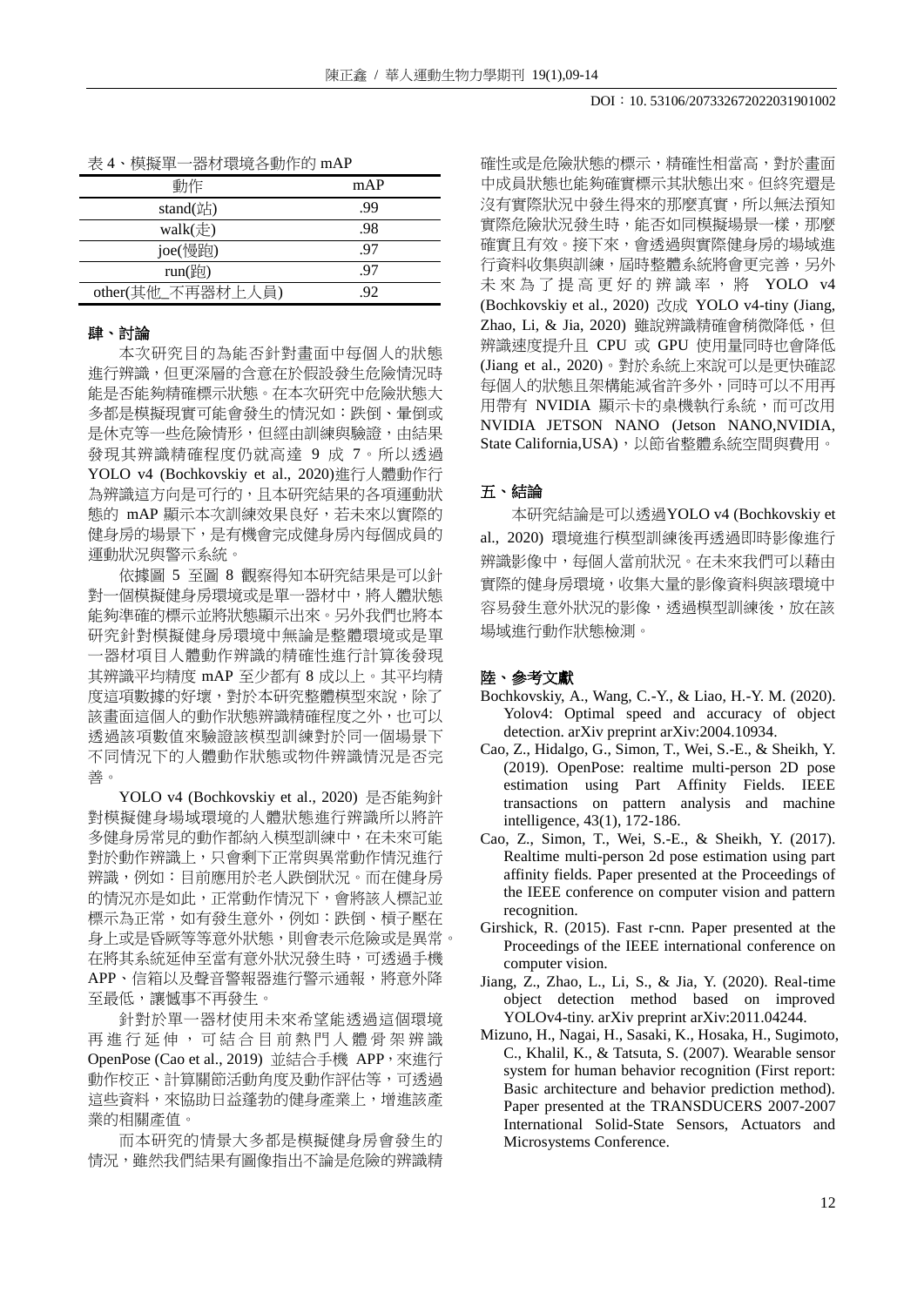表 4、模擬單一器材環境各動作的 mAP

| 動作 | mAP |
|---|---|
| stand(站) | .99 |
| walk(走) | .98 |
| joe(慢跑) | .97 |
| run(跑) | .97 |
| other(其他_不再器材上人員) | .92 |

## 肆、討論

本次研究目的為能否針對畫面中每個人的狀態進行辨識，但更深層的含意在於假設發生危險情況時能是否能夠精確標示狀態。在本次研究中危險狀態大多都是模擬現實可能會發生的情況如：跌倒、暈倒或是休克等一些危險情形，但經由訓練與驗證，由結果發現其辨識精確程度仍就高達 9 成 7。所以透過 YOLO v4 (Bochkovskiy et al., 2020)進行人體動作行為辨識這方向是可行的，且本研究結果的各項運動狀態的 mAP 顯示本次訓練效果良好，若未來以實際的健身房的場景下，是有機會完成健身房內每個成員的運動狀況與警示系統。

依據圖 5 至圖 8 觀察得知本研究結果是可以針對一個模擬健身房環境或是單一器材中，將人體狀態能夠準確的標示並將狀態顯示出來。另外我們也將本研究針對模擬健身房環境中無論是整體環境或是單一器材項目人體動作辨識的精確性進行計算後發現其辨識平均精度 mAP 至少都有 8 成以上。其平均精度這項數據的好壞，對於本研究整體模型來說，除了該畫面這個人的動作狀態辨識精確程度之外，也可以透過該項數值來驗證該模型對於同一個場景下不同情況下的人體動作狀態或物件辨識情況是否完善。

YOLO v4 (Bochkovskiy et al., 2020) 是否能夠針對模擬健身場域環境的人體狀態進行辨識所以將許多健身房常見的動作都納入模型訓練中，在未來可能對於動作辨識上，只會剩下正常與異常動作情況進行辨識，例如：目前應用於老人跌倒狀況。而在健身房的情況亦是如此，正常動作情況下，會將該人標記並標示為正常，如有發生意外，例如：跌倒、槓子壓在身上或是昏厥等等意外狀態，則會表示危險或是異常。在將其系統延伸至當有意外狀況發生時，可透過手機 APP、信箱以及聲音警報器進行警示通報，將意外降至最低，讓憾事不再發生。

針對於單一器材使用未來希望能透過這個環境再進行延伸，可結合目前熱門人體骨架辨識 OpenPose (Cao et al., 2019) 並結合手機 APP，來進行動作校正、計算關節活動角度及動作評估等，可透過這些資料，來協助日益蓬勃的健身產業上，增進該產業的相關產值。

而本研究的情景大多都是模擬健身房會發生的情況，雖然我們結果有圖像指出不論是危險的辨識精確性或是危險狀態的標示，精確性相當高，對於畫面中成員狀態也能夠確實標示其狀態出來。但終究還是沒有實際狀況中發生得來的那麼真實，所以無法預知實際危險狀況發生時，能否如同模擬場景一樣，那麼確實且有效。接下來，會透過與實際健身房的場域進行資料收集與訓練，屆時整體系統將會更完善，另外未來為了提高更好的辨識率，將 YOLO v4 (Bochkovskiy et al., 2020) 改成 YOLO v4-tiny (Jiang, Zhao, Li, & Jia, 2020) 雖說辨識精確會稍微降低，但辨識速度提升且 CPU 或 GPU 使用量同時也會降低 (Jiang et al., 2020)。對於系統上來說可以是更快確認每個人的狀態且架構能減省許多外，同時可以不用再用帶有 NVIDIA 顯示卡的桌機執行系統，而可改用 NVIDIA JETSON NANO (Jetson NANO,NVIDIA, State California,USA)，以節省整體系統空間與費用。

## 五、結論

本研究結論是可以透過YOLO v4 (Bochkovskiy et al., 2020) 環境進行模型訓練後再透過即時影像進行辨識影像中，每個人當前狀況。在未來我們可以藉由實際的健身房環境，收集大量的影像資料與該環境中容易發生意外狀況的影像，透過模型訓練後，放在該場域進行動作狀態檢測。

## 陸、參考文獻

Bochkovskiy, A., Wang, C.-Y., & Liao, H.-Y. M. (2020). Yolov4: Optimal speed and accuracy of object detection. arXiv preprint arXiv:2004.10934.

Cao, Z., Hidalgo, G., Simon, T., Wei, S.-E., & Sheikh, Y. (2019). OpenPose: realtime multi-person 2D pose estimation using Part Affinity Fields. IEEE transactions on pattern analysis and machine intelligence, 43(1), 172-186.

Cao, Z., Simon, T., Wei, S.-E., & Sheikh, Y. (2017). Realtime multi-person 2d pose estimation using part affinity fields. Paper presented at the Proceedings of the IEEE conference on computer vision and pattern recognition.

Girshick, R. (2015). Fast r-cnn. Paper presented at the Proceedings of the IEEE international conference on computer vision.

Jiang, Z., Zhao, L., Li, S., & Jia, Y. (2020). Real-time object detection method based on improved YOLOv4-tiny. arXiv preprint arXiv:2011.04244.

Mizuno, H., Nagai, H., Sasaki, K., Hosaka, H., Sugimoto, C., Khalil, K., & Tatsuta, S. (2007). Wearable sensor system for human behavior recognition (First report: Basic architecture and behavior prediction method). Paper presented at the TRANSDUCERS 2007-2007 International Solid-State Sensors, Actuators and Microsystems Conference.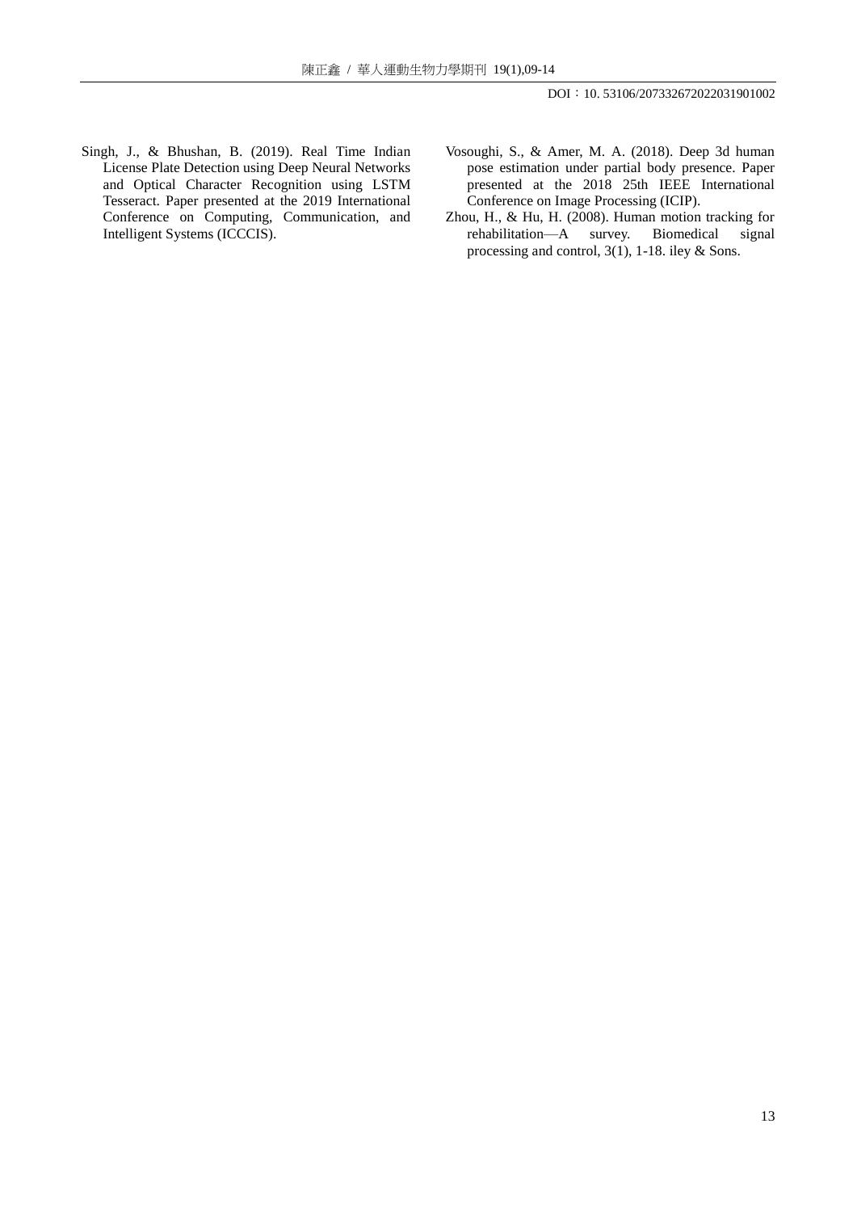Singh, J., & Bhushan, B. (2019). Real Time Indian License Plate Detection using Deep Neural Networks and Optical Character Recognition using LSTM Tesseract. Paper presented at the 2019 International Conference on Computing, Communication, and Intelligent Systems (ICCCIS).

Vosoughi, S., & Amer, M. A. (2018). Deep 3d human pose estimation under partial body presence. Paper presented at the 2018 25th IEEE International Conference on Image Processing (ICIP).

Zhou, H., & Hu, H. (2008). Human motion tracking for rehabilitation—A survey. Biomedical signal processing and control, 3(1), 1-18. iley & Sons.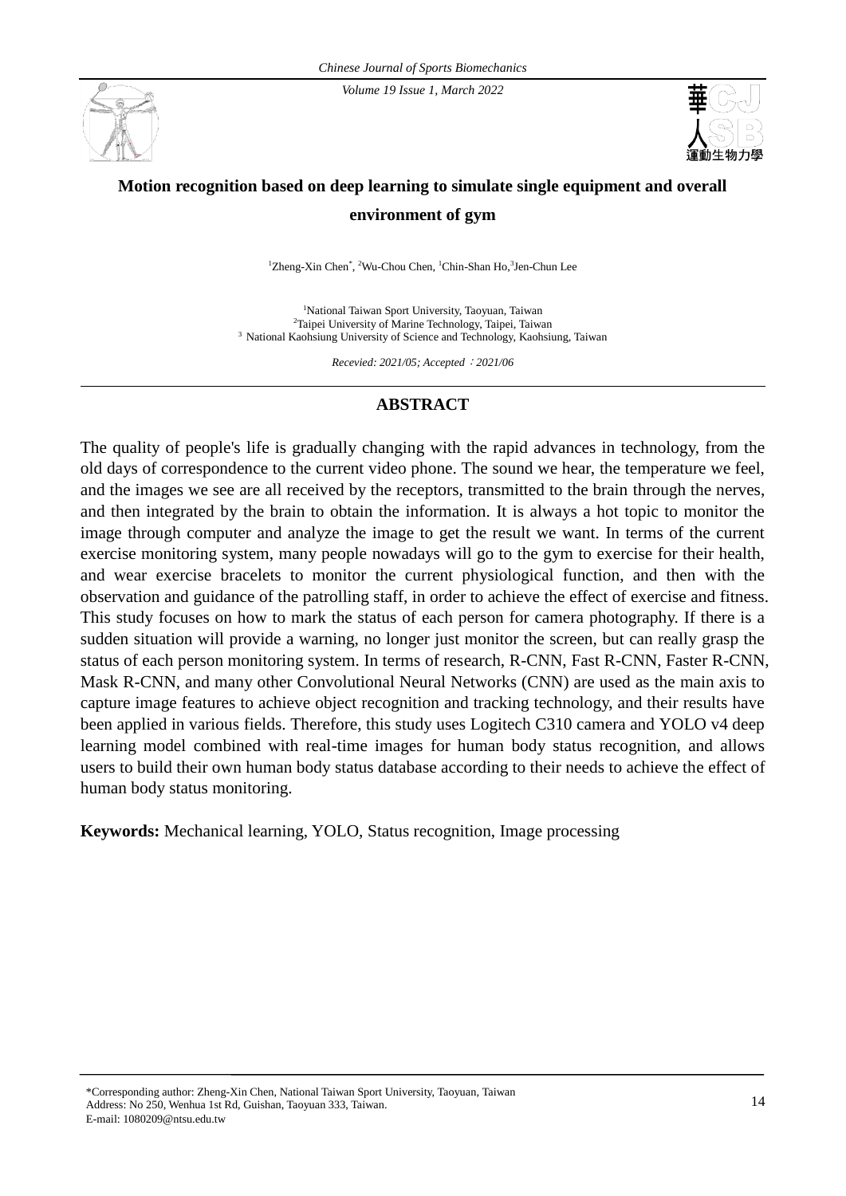# Motion recognition based on deep learning to simulate single equipment and overall environment of gym

[1]Zheng-Xin Chen*, [2]Wu-Chou Chen, [1]Chin-Shan Ho, [3]Jen-Chun Lee

[1]National Taiwan Sport University, Taoyuan, Taiwan
[2]Taipei University of Marine Technology, Taipei, Taiwan
[3] National Kaohsiung University of Science and Technology, Kaohsiung, Taiwan

*Recevied: 2021/05; Accepted：2021/06*

## ABSTRACT

The quality of people's life is gradually changing with the rapid advances in technology, from the old days of correspondence to the current video phone. The sound we hear, the temperature we feel, and the images we see are all received by the receptors, transmitted to the brain through the nerves, and then integrated by the brain to obtain the information. It is always a hot topic to monitor the image through computer and analyze the image to get the result we want. In terms of the current exercise monitoring system, many people nowadays will go to the gym to exercise for their health, and wear exercise bracelets to monitor the current physiological function, and then with the observation and guidance of the patrolling staff, in order to achieve the effect of exercise and fitness. This study focuses on how to mark the status of each person for camera photography. If there is a sudden situation will provide a warning, no longer just monitor the screen, but can really grasp the status of each person monitoring system. In terms of research, R-CNN, Fast R-CNN, Faster R-CNN, Mask R-CNN, and many other Convolutional Neural Networks (CNN) are used as the main axis to capture image features to achieve object recognition and tracking technology, and their results have been applied in various fields. Therefore, this study uses Logitech C310 camera and YOLO v4 deep learning model combined with real-time images for human body status recognition, and allows users to build their own human body status database according to their needs to achieve the effect of human body status monitoring.

**Keywords:** Mechanical learning, YOLO, Status recognition, Image processing

*Corresponding author: Zheng-Xin Chen, National Taiwan Sport University, Taoyuan, Taiwan
Address: No 250, Wenhua 1st Rd, Guishan, Taoyuan 333, Taiwan.
E-mail: 1080209@ntsu.edu.tw